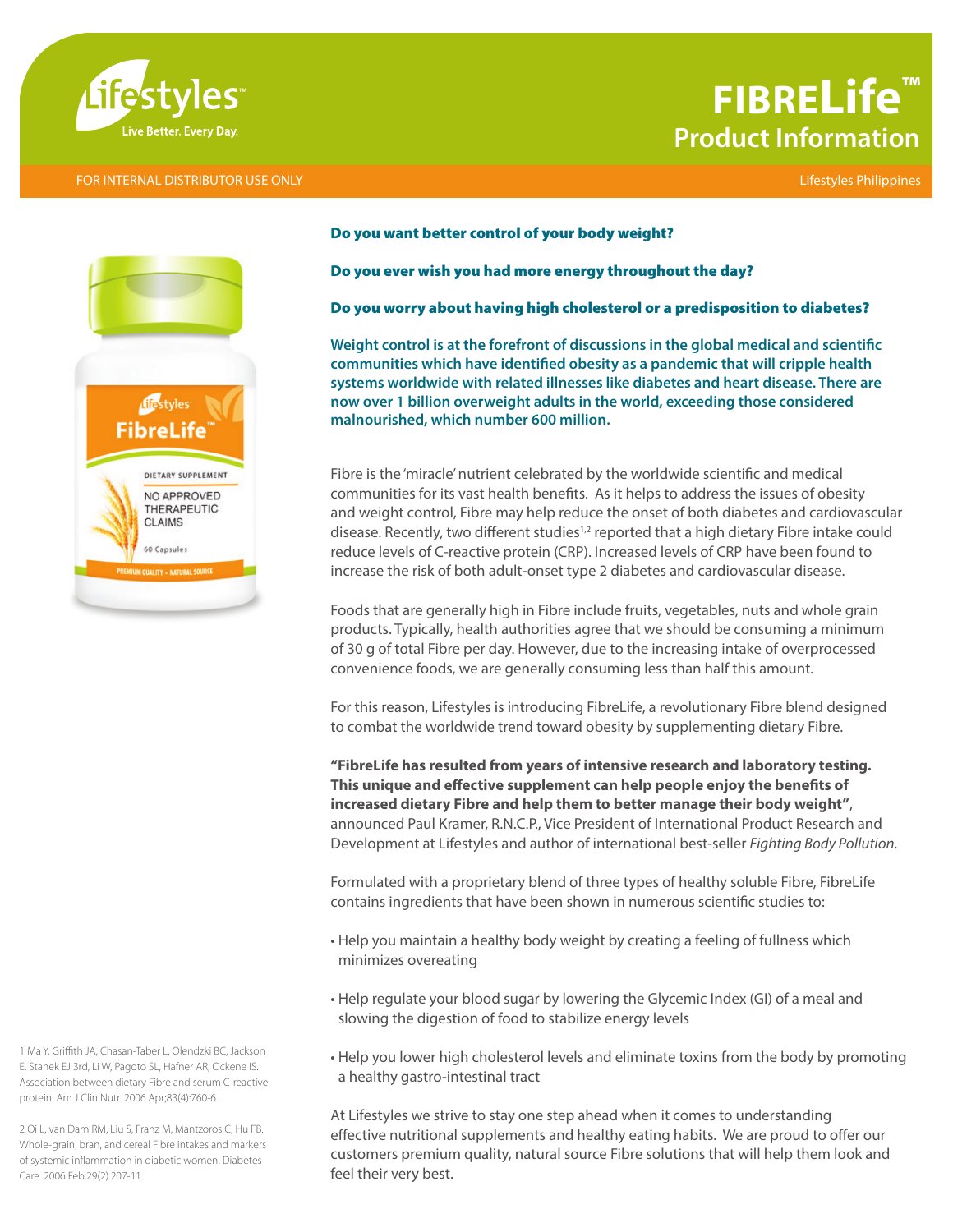Lifestyles™

Live Better. Every Day.

# FIBRELife™
## Product Information

FOR INTERNAL DISTRIBUTOR USE ONLY

Lifestyles Philippines

**Do you want better control of your body weight?**

**Do you ever wish you had more energy throughout the day?**

**Do you worry about having high cholesterol or a predisposition to diabetes?**

**Weight control is at the forefront of discussions in the global medical and scientific communities which have identified obesity as a pandemic that will cripple health systems worldwide with related illnesses like diabetes and heart disease. There are now over 1 billion overweight adults in the world, exceeding those considered malnourished, which number 600 million.**

Fibre is the 'miracle' nutrient celebrated by the worldwide scientific and medical communities for its vast health benefits. As it helps to address the issues of obesity and weight control, Fibre may help reduce the onset of both diabetes and cardiovascular disease. Recently, two different studies[1,2] reported that a high dietary Fibre intake could reduce levels of C-reactive protein (CRP). Increased levels of CRP have been found to increase the risk of both adult-onset type 2 diabetes and cardiovascular disease.

Foods that are generally high in Fibre include fruits, vegetables, nuts and whole grain products. Typically, health authorities agree that we should be consuming a minimum of 30 g of total Fibre per day. However, due to the increasing intake of overprocessed convenience foods, we are generally consuming less than half this amount.

For this reason, Lifestyles is introducing FibreLife, a revolutionary Fibre blend designed to combat the worldwide trend toward obesity by supplementing dietary Fibre.

**"FibreLife has resulted from years of intensive research and laboratory testing. This unique and effective supplement can help people enjoy the benefits of increased dietary Fibre and help them to better manage their body weight"**, announced Paul Kramer, R.N.C.P., Vice President of International Product Research and Development at Lifestyles and author of international best-seller *Fighting Body Pollution.*

Formulated with a proprietary blend of three types of healthy soluble Fibre, FibreLife contains ingredients that have been shown in numerous scientific studies to:

- Help you maintain a healthy body weight by creating a feeling of fullness which minimizes overeating
- Help regulate your blood sugar by lowering the Glycemic Index (GI) of a meal and slowing the digestion of food to stabilize energy levels
- Help you lower high cholesterol levels and eliminate toxins from the body by promoting a healthy gastro-intestinal tract

At Lifestyles we strive to stay one step ahead when it comes to understanding effective nutritional supplements and healthy eating habits. We are proud to offer our customers premium quality, natural source Fibre solutions that will help them look and feel their very best.

1 Ma Y, Griffith JA, Chasan-Taber L, Olendzki BC, Jackson E, Stanek EJ 3rd, Li W, Pagoto SL, Hafner AR, Ockene IS. Association between dietary Fibre and serum C-reactive protein. Am J Clin Nutr. 2006 Apr;83(4):760-6.

2 Qi L, van Dam RM, Liu S, Franz M, Mantzoros C, Hu FB. Whole-grain, bran, and cereal Fibre intakes and markers of systemic inflammation in diabetic women. Diabetes Care. 2006 Feb;29(2):207-11.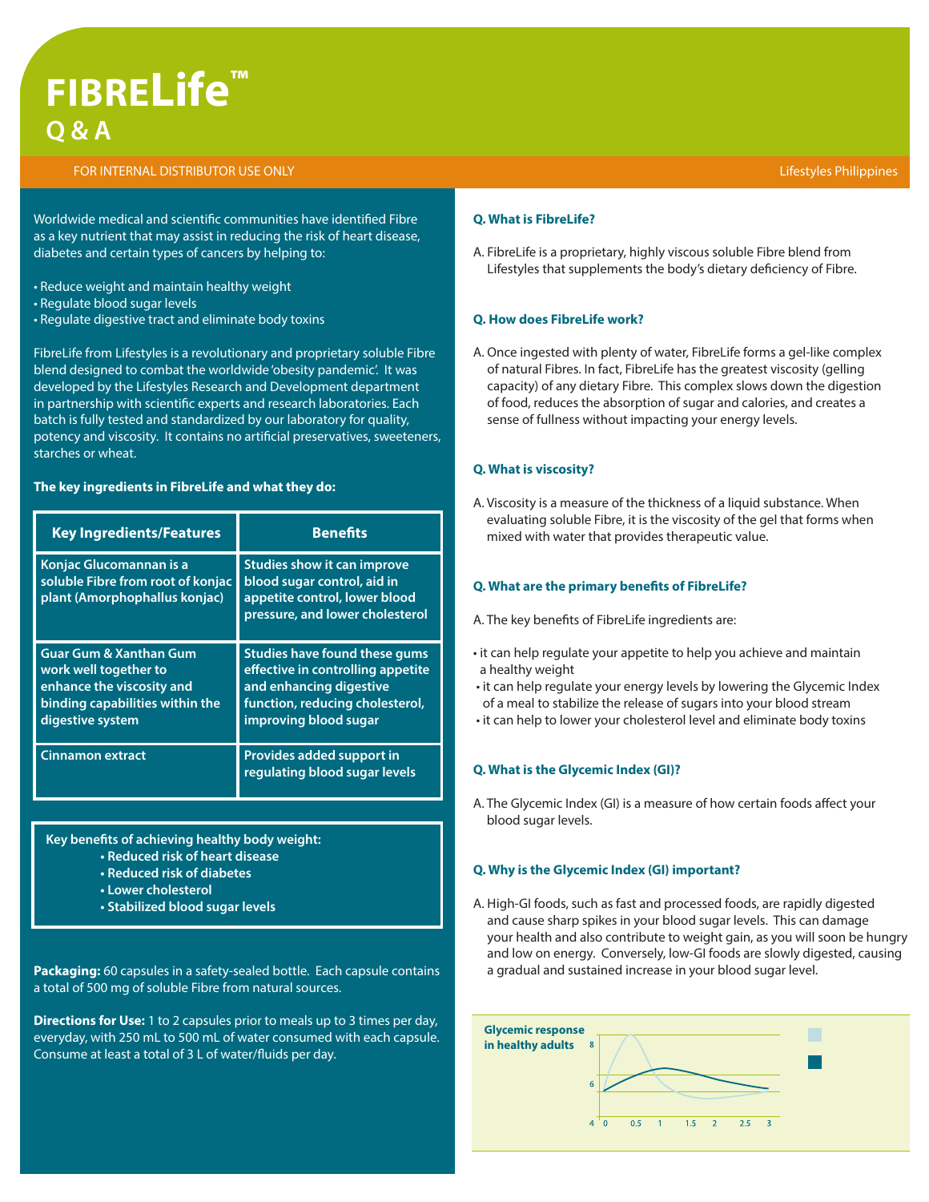# FIBRELife™

## Q & A

FOR INTERNAL DISTRIBUTOR USE ONLY

Lifestyles Philippines

Worldwide medical and scientific communities have identified Fibre as a key nutrient that may assist in reducing the risk of heart disease, diabetes and certain types of cancers by helping to:

- Reduce weight and maintain healthy weight
- Regulate blood sugar levels
- Regulate digestive tract and eliminate body toxins

FibreLife from Lifestyles is a revolutionary and proprietary soluble Fibre blend designed to combat the worldwide 'obesity pandemic'. It was developed by the Lifestyles Research and Development department in partnership with scientific experts and research laboratories. Each batch is fully tested and standardized by our laboratory for quality, potency and viscosity. It contains no artificial preservatives, sweeteners, starches or wheat.

**The key ingredients in FibreLife and what they do:**

| Key Ingredients/Features | Benefits |
|---|---|
| Konjac Glucomannan is a soluble Fibre from root of konjac plant (Amorphophallus konjac) | Studies show it can improve blood sugar control, aid in appetite control, lower blood pressure, and lower cholesterol |
| Guar Gum & Xanthan Gum work well together to enhance the viscosity and binding capabilities within the digestive system | Studies have found these gums effective in controlling appetite and enhancing digestive function, reducing cholesterol, improving blood sugar |
| Cinnamon extract | Provides added support in regulating blood sugar levels |

**Key benefits of achieving healthy body weight:**

- **Reduced risk of heart disease**
- **Reduced risk of diabetes**
- **Lower cholesterol**
- **Stabilized blood sugar levels**

**Packaging:** 60 capsules in a safety-sealed bottle. Each capsule contains a total of 500 mg of soluble Fibre from natural sources.

**Directions for Use:** 1 to 2 capsules prior to meals up to 3 times per day, everyday, with 250 mL to 500 mL of water consumed with each capsule. Consume at least a total of 3 L of water/fluids per day.

**Q. What is FibreLife?**

A. FibreLife is a proprietary, highly viscous soluble Fibre blend from Lifestyles that supplements the body's dietary deficiency of Fibre.

**Q. How does FibreLife work?**

A. Once ingested with plenty of water, FibreLife forms a gel-like complex of natural Fibres. In fact, FibreLife has the greatest viscosity (gelling capacity) of any dietary Fibre. This complex slows down the digestion of food, reduces the absorption of sugar and calories, and creates a sense of fullness without impacting your energy levels.

**Q. What is viscosity?**

A. Viscosity is a measure of the thickness of a liquid substance. When evaluating soluble Fibre, it is the viscosity of the gel that forms when mixed with water that provides therapeutic value.

**Q. What are the primary benefits of FibreLife?**

A. The key benefits of FibreLife ingredients are:

- it can help regulate your appetite to help you achieve and maintain a healthy weight
- it can help regulate your energy levels by lowering the Glycemic Index of a meal to stabilize the release of sugars into your blood stream
- it can help to lower your cholesterol level and eliminate body toxins

**Q. What is the Glycemic Index (GI)?**

A. The Glycemic Index (GI) is a measure of how certain foods affect your blood sugar levels.

**Q. Why is the Glycemic Index (GI) important?**

A. High-GI foods, such as fast and processed foods, are rapidly digested and cause sharp spikes in your blood sugar levels. This can damage your health and also contribute to weight gain, as you will soon be hungry and low on energy. Conversely, low-GI foods are slowly digested, causing a gradual and sustained increase in your blood sugar level.

**Glycemic response in healthy adults**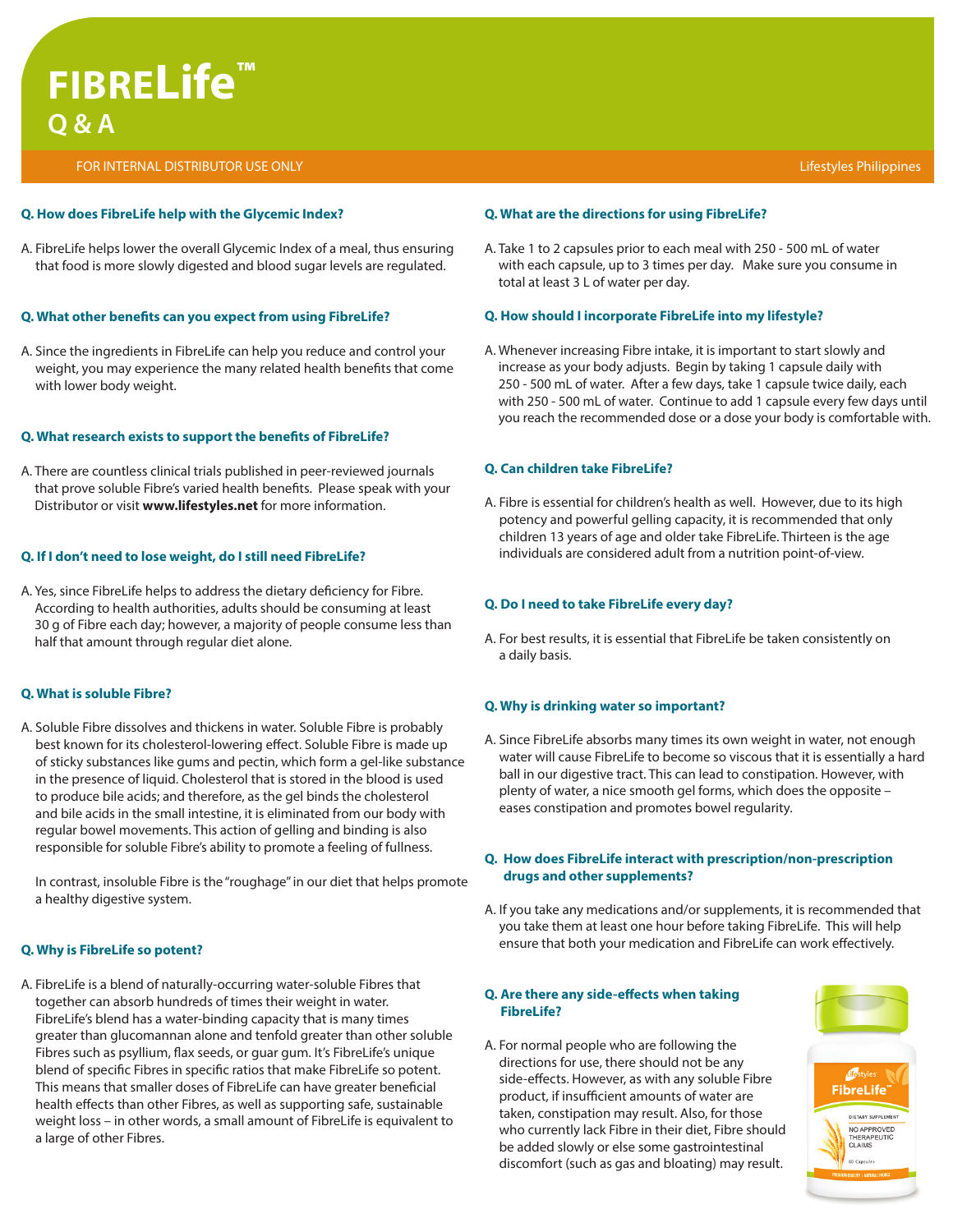# FIBRELife™

## Q & A

FOR INTERNAL DISTRIBUTOR USE ONLY

Lifestyles Philippines

**Q. How does FibreLife help with the Glycemic Index?**

A. FibreLife helps lower the overall Glycemic Index of a meal, thus ensuring that food is more slowly digested and blood sugar levels are regulated.

**Q. What other benefits can you expect from using FibreLife?**

A. Since the ingredients in FibreLife can help you reduce and control your weight, you may experience the many related health benefits that come with lower body weight.

**Q. What research exists to support the benefits of FibreLife?**

A. There are countless clinical trials published in peer-reviewed journals that prove soluble Fibre's varied health benefits. Please speak with your Distributor or visit **www.lifestyles.net** for more information.

**Q. If I don't need to lose weight, do I still need FibreLife?**

A. Yes, since FibreLife helps to address the dietary deficiency for Fibre. According to health authorities, adults should be consuming at least 30 g of Fibre each day; however, a majority of people consume less than half that amount through regular diet alone.

**Q. What is soluble Fibre?**

A. Soluble Fibre dissolves and thickens in water. Soluble Fibre is probably best known for its cholesterol-lowering effect. Soluble Fibre is made up of sticky substances like gums and pectin, which form a gel-like substance in the presence of liquid. Cholesterol that is stored in the blood is used to produce bile acids; and therefore, as the gel binds the cholesterol and bile acids in the small intestine, it is eliminated from our body with regular bowel movements. This action of gelling and binding is also responsible for soluble Fibre's ability to promote a feeling of fullness.

In contrast, insoluble Fibre is the "roughage" in our diet that helps promote a healthy digestive system.

**Q. Why is FibreLife so potent?**

A. FibreLife is a blend of naturally-occurring water-soluble Fibres that together can absorb hundreds of times their weight in water. FibreLife's blend has a water-binding capacity that is many times greater than glucomannan alone and tenfold greater than other soluble Fibres such as psyllium, flax seeds, or guar gum. It's FibreLife's unique blend of specific Fibres in specific ratios that make FibreLife so potent. This means that smaller doses of FibreLife can have greater beneficial health effects than other Fibres, as well as supporting safe, sustainable weight loss – in other words, a small amount of FibreLife is equivalent to a large of other Fibres.

**Q. What are the directions for using FibreLife?**

A. Take 1 to 2 capsules prior to each meal with 250 - 500 mL of water with each capsule, up to 3 times per day. Make sure you consume in total at least 3 L of water per day.

**Q. How should I incorporate FibreLife into my lifestyle?**

A. Whenever increasing Fibre intake, it is important to start slowly and increase as your body adjusts. Begin by taking 1 capsule daily with 250 - 500 mL of water. After a few days, take 1 capsule twice daily, each with 250 - 500 mL of water. Continue to add 1 capsule every few days until you reach the recommended dose or a dose your body is comfortable with.

**Q. Can children take FibreLife?**

A. Fibre is essential for children's health as well. However, due to its high potency and powerful gelling capacity, it is recommended that only children 13 years of age and older take FibreLife. Thirteen is the age individuals are considered adult from a nutrition point-of-view.

**Q. Do I need to take FibreLife every day?**

A. For best results, it is essential that FibreLife be taken consistently on a daily basis.

**Q. Why is drinking water so important?**

A. Since FibreLife absorbs many times its own weight in water, not enough water will cause FibreLife to become so viscous that it is essentially a hard ball in our digestive tract. This can lead to constipation. However, with plenty of water, a nice smooth gel forms, which does the opposite – eases constipation and promotes bowel regularity.

**Q. How does FibreLife interact with prescription/non-prescription drugs and other supplements?**

A. If you take any medications and/or supplements, it is recommended that you take them at least one hour before taking FibreLife. This will help ensure that both your medication and FibreLife can work effectively.

**Q. Are there any side-effects when taking FibreLife?**

A. For normal people who are following the directions for use, there should not be any side-effects. However, as with any soluble Fibre product, if insufficient amounts of water are taken, constipation may result. Also, for those who currently lack Fibre in their diet, Fibre should be added slowly or else some gastrointestinal discomfort (such as gas and bloating) may result.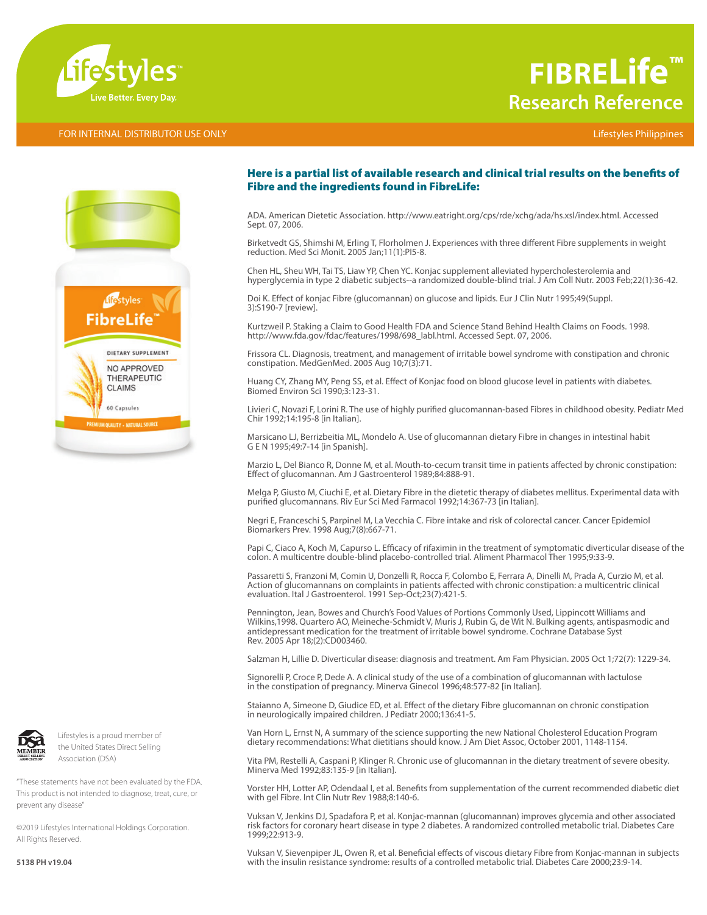# FIBRELife™

## Research Reference

FOR INTERNAL DISTRIBUTOR USE ONLY

Lifestyles Philippines

### Here is a partial list of available research and clinical trial results on the benefits of Fibre and the ingredients found in FibreLife:

ADA. American Dietetic Association. http://www.eatright.org/cps/rde/xchg/ada/hs.xsl/index.html. Accessed Sept. 07, 2006.

Birketvedt GS, Shimshi M, Erling T, Florholmen J. Experiences with three different Fibre supplements in weight reduction. Med Sci Monit. 2005 Jan;11(1):PI5-8.

Chen HL, Sheu WH, Tai TS, Liaw YP, Chen YC. Konjac supplement alleviated hypercholesterolemia and hyperglycemia in type 2 diabetic subjects--a randomized double-blind trial. J Am Coll Nutr. 2003 Feb;22(1):36-42.

Doi K. Effect of konjac Fibre (glucomannan) on glucose and lipids. Eur J Clin Nutr 1995;49(Suppl. 3):S190-7 [review].

Kurtzweil P. Staking a Claim to Good Health FDA and Science Stand Behind Health Claims on Foods. 1998. http://www.fda.gov/fdac/features/1998/698_labl.html. Accessed Sept. 07, 2006.

Frissora CL. Diagnosis, treatment, and management of irritable bowel syndrome with constipation and chronic constipation. MedGenMed. 2005 Aug 10;7(3):71.

Huang CY, Zhang MY, Peng SS, et al. Effect of Konjac food on blood glucose level in patients with diabetes. Biomed Environ Sci 1990;3:123-31.

Livieri C, Novazi F, Lorini R. The use of highly purified glucomannan-based Fibres in childhood obesity. Pediatr Med Chir 1992;14:195-8 [in Italian].

Marsicano LJ, Berrizbeitia ML, Mondelo A. Use of glucomannan dietary Fibre in changes in intestinal habit G E N 1995;49:7-14 [in Spanish].

Marzio L, Del Bianco R, Donne M, et al. Mouth-to-cecum transit time in patients affected by chronic constipation: Effect of glucomannan. Am J Gastroenterol 1989;84:888-91.

Melga P, Giusto M, Ciuchi E, et al. Dietary Fibre in the dietetic therapy of diabetes mellitus. Experimental data with purified glucomannans. Riv Eur Sci Med Farmacol 1992;14:367-73 [in Italian].

Negri E, Franceschi S, Parpinel M, La Vecchia C. Fibre intake and risk of colorectal cancer. Cancer Epidemiol Biomarkers Prev. 1998 Aug;7(8):667-71.

Papi C, Ciaco A, Koch M, Capurso L. Efficacy of rifaximin in the treatment of symptomatic diverticular disease of the colon. A multicentre double-blind placebo-controlled trial. Aliment Pharmacol Ther 1995;9:33-9.

Passaretti S, Franzoni M, Comin U, Donzelli R, Rocca F, Colombo E, Ferrara A, Dinelli M, Prada A, Curzio M, et al. Action of glucomannans on complaints in patients affected with chronic constipation: a multicentric clinical evaluation. Ital J Gastroenterol. 1991 Sep-Oct;23(7):421-5.

Pennington, Jean, Bowes and Church's Food Values of Portions Commonly Used, Lippincott Williams and Wilkins,1998. Quartero AO, Meineche-Schmidt V, Muris J, Rubin G, de Wit N. Bulking agents, antispasmodic and antidepressant medication for the treatment of irritable bowel syndrome. Cochrane Database Syst Rev. 2005 Apr 18;(2):CD003460.

Salzman H, Lillie D. Diverticular disease: diagnosis and treatment. Am Fam Physician. 2005 Oct 1;72(7): 1229-34.

Signorelli P, Croce P, Dede A. A clinical study of the use of a combination of glucomannan with lactulose in the constipation of pregnancy. Minerva Ginecol 1996;48:577-82 [in Italian].

Staianno A, Simeone D, Giudice ED, et al. Effect of the dietary Fibre glucomannan on chronic constipation in neurologically impaired children. J Pediatr 2000;136:41-5.

Van Horn L, Ernst N, A summary of the science supporting the new National Cholesterol Education Program dietary recommendations: What dietitians should know. J Am Diet Assoc, October 2001, 1148-1154.

Vita PM, Restelli A, Caspani P, Klinger R. Chronic use of glucomannan in the dietary treatment of severe obesity. Minerva Med 1992;83:135-9 [in Italian].

Vorster HH, Lotter AP, Odendaal I, et al. Benefits from supplementation of the current recommended diabetic diet with gel Fibre. Int Clin Nutr Rev 1988;8:140-6.

Vuksan V, Jenkins DJ, Spadafora P, et al. Konjac-mannan (glucomannan) improves glycemia and other associated risk factors for coronary heart disease in type 2 diabetes. A randomized controlled metabolic trial. Diabetes Care 1999;22:913-9.

Vuksan V, Sievenpiper JL, Owen R, et al. Beneficial effects of viscous dietary Fibre from Konjac-mannan in subjects with the insulin resistance syndrome: results of a controlled metabolic trial. Diabetes Care 2000;23:9-14.

Lifestyles is a proud member of the United States Direct Selling Association (DSA)

"These statements have not been evaluated by the FDA. This product is not intended to diagnose, treat, cure, or prevent any disease"

©2019 Lifestyles International Holdings Corporation. All Rights Reserved.

**5138 PH v19.04**